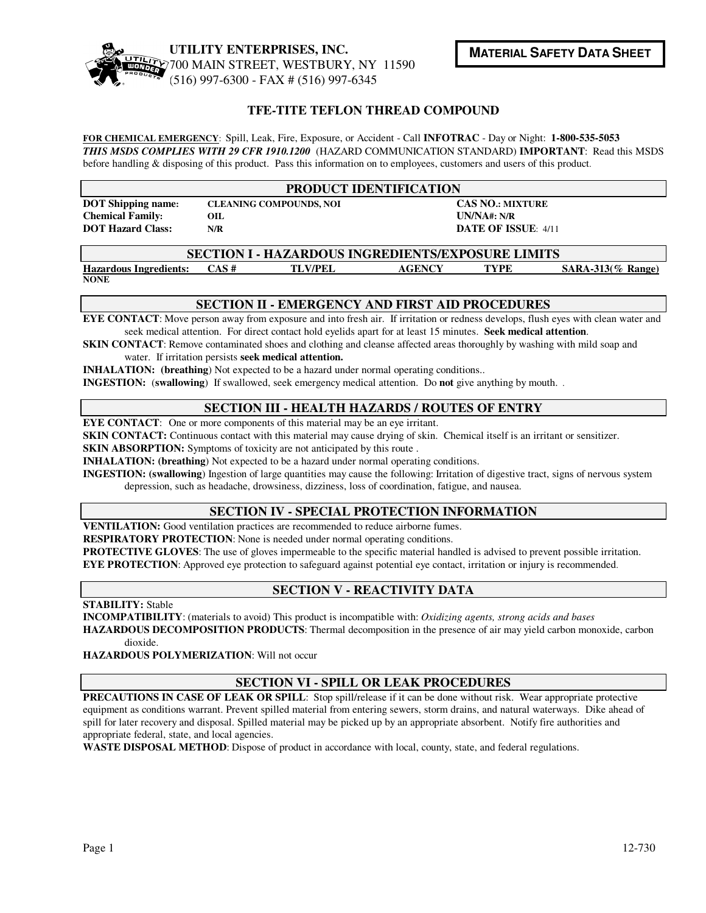**UTILITY ENTERPRISES, INC.**
700 MAIN STREET, WESTBURY, NY 11590
(516) 997-6300 - FAX # (516) 997-6345

**MATERIAL SAFETY DATA SHEET**

# TFE-TITE TEFLON THREAD COMPOUND

**FOR CHEMICAL EMERGENCY**: Spill, Leak, Fire, Exposure, or Accident - Call **INFOTRAC** - Day or Night: **1-800-535-5053**
***THIS MSDS COMPLIES WITH 29 CFR 1910.1200*** (HAZARD COMMUNICATION STANDARD) **IMPORTANT**: Read this MSDS before handling & disposing of this product. Pass this information on to employees, customers and users of this product.

## PRODUCT IDENTIFICATION

| | | |
|---|---|---|
| **DOT Shipping name:** | **CLEANING COMPOUNDS, NOI** | **CAS NO.: MIXTURE** |
| **Chemical Family:** | **OIL** | **UN/NA#: N/R** |
| **DOT Hazard Class:** | **N/R** | **DATE OF ISSUE**: 4/11 |

## SECTION I - HAZARDOUS INGREDIENTS/EXPOSURE LIMITS

| Hazardous Ingredients: | CAS # | TLV/PEL | AGENCY | TYPE | SARA-313(% Range) |
|---|---|---|---|---|---|
| NONE | | | | | |

## SECTION II - EMERGENCY AND FIRST AID PROCEDURES

**EYE CONTACT**: Move person away from exposure and into fresh air. If irritation or redness develops, flush eyes with clean water and seek medical attention. For direct contact hold eyelids apart for at least 15 minutes. **Seek medical attention**.

**SKIN CONTACT**: Remove contaminated shoes and clothing and cleanse affected areas thoroughly by washing with mild soap and water. If irritation persists **seek medical attention.**

**INHALATION: (breathing**) Not expected to be a hazard under normal operating conditions..

**INGESTION:** (**swallowing**) If swallowed, seek emergency medical attention. Do **not** give anything by mouth. .

## SECTION III - HEALTH HAZARDS / ROUTES OF ENTRY

**EYE CONTACT**: One or more components of this material may be an eye irritant.

**SKIN CONTACT:** Continuous contact with this material may cause drying of skin. Chemical itself is an irritant or sensitizer.

**SKIN ABSORPTION:** Symptoms of toxicity are not anticipated by this route .

**INHALATION: (breathing**) Not expected to be a hazard under normal operating conditions.

**INGESTION: (swallowing**) Ingestion of large quantities may cause the following: Irritation of digestive tract, signs of nervous system depression, such as headache, drowsiness, dizziness, loss of coordination, fatigue, and nausea.

## SECTION IV - SPECIAL PROTECTION INFORMATION

**VENTILATION:** Good ventilation practices are recommended to reduce airborne fumes.

**RESPIRATORY PROTECTION**: None is needed under normal operating conditions.

**PROTECTIVE GLOVES**: The use of gloves impermeable to the specific material handled is advised to prevent possible irritation.

**EYE PROTECTION**: Approved eye protection to safeguard against potential eye contact, irritation or injury is recommended.

## SECTION V - REACTIVITY DATA

**STABILITY:** Stable

**INCOMPATIBILITY**: (materials to avoid) This product is incompatible with: *Oxidizing agents, strong acids and bases*

**HAZARDOUS DECOMPOSITION PRODUCTS**: Thermal decomposition in the presence of air may yield carbon monoxide, carbon dioxide.

**HAZARDOUS POLYMERIZATION**: Will not occur

## SECTION VI - SPILL OR LEAK PROCEDURES

**PRECAUTIONS IN CASE OF LEAK OR SPILL**: Stop spill/release if it can be done without risk. Wear appropriate protective equipment as conditions warrant. Prevent spilled material from entering sewers, storm drains, and natural waterways. Dike ahead of spill for later recovery and disposal. Spilled material may be picked up by an appropriate absorbent. Notify fire authorities and appropriate federal, state, and local agencies.

**WASTE DISPOSAL METHOD**: Dispose of product in accordance with local, county, state, and federal regulations.

12-730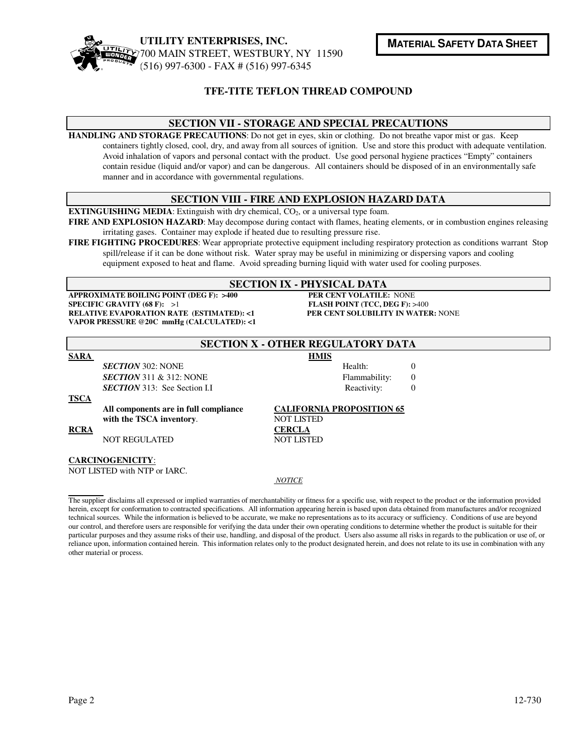UTILITY ENTERPRISES, INC.
700 MAIN STREET, WESTBURY, NY 11590
(516) 997-6300 - FAX # (516) 997-6345

**MATERIAL SAFETY DATA SHEET**

# TFE-TITE TEFLON THREAD COMPOUND

## SECTION VII - STORAGE AND SPECIAL PRECAUTIONS

**HANDLING AND STORAGE PRECAUTIONS**: Do not get in eyes, skin or clothing. Do not breathe vapor mist or gas. Keep containers tightly closed, cool, dry, and away from all sources of ignition. Use and store this product with adequate ventilation. Avoid inhalation of vapors and personal contact with the product. Use good personal hygiene practices "Empty" containers contain residue (liquid and/or vapor) and can be dangerous. All containers should be disposed of in an environmentally safe manner and in accordance with governmental regulations.

## SECTION VIII - FIRE AND EXPLOSION HAZARD DATA

**EXTINGUISHING MEDIA**: Extinguish with dry chemical, $CO_2$, or a universal type foam.

**FIRE AND EXPLOSION HAZARD**: May decompose during contact with flames, heating elements, or in combustion engines releasing irritating gases. Container may explode if heated due to resulting pressure rise.

**FIRE FIGHTING PROCEDURES**: Wear appropriate protective equipment including respiratory protection as conditions warrant Stop spill/release if it can be done without risk. Water spray may be useful in minimizing or dispersing vapors and cooling equipment exposed to heat and flame. Avoid spreading burning liquid with water used for cooling purposes.

## SECTION IX - PHYSICAL DATA

**APPROXIMATE BOILING POINT (DEG F): >400**
**SPECIFIC GRAVITY (68 F):** >1
**RELATIVE EVAPORATION RATE (ESTIMATED): <1**
**VAPOR PRESSURE @20C mmHg (CALCULATED): <1**
**PER CENT VOLATILE:** NONE
**FLASH POINT (TCC, DEG F):** >400
**PER CENT SOLUBILITY IN WATER:** NONE

## SECTION X - OTHER REGULATORY DATA

**SARA**

*SECTION* 302: NONE
*SECTION* 311 & 312: NONE
*SECTION* 313: See Section I.I

**TSCA**

**All components are in full compliance with the TSCA inventory**.

**RCRA**

NOT REGULATED

**HMIS**

| | |
|---|---|
| Health: | 0 |
| Flammability: | 0 |
| Reactivity: | 0 |

**CALIFORNIA PROPOSITION 65**

NOT LISTED

**CERCLA**

NOT LISTED

**CARCINOGENICITY**:
NOT LISTED with NTP or IARC.

*NOTICE*

The supplier disclaims all expressed or implied warranties of merchantability or fitness for a specific use, with respect to the product or the information provided herein, except for conformation to contracted specifications. All information appearing herein is based upon data obtained from manufactures and/or recognized technical sources. While the information is believed to be accurate, we make no representations as to its accuracy or sufficiency. Conditions of use are beyond our control, and therefore users are responsible for verifying the data under their own operating conditions to determine whether the product is suitable for their particular purposes and they assume risks of their use, handling, and disposal of the product. Users also assume all risks in regards to the publication or use of, or reliance upon, information contained herein. This information relates only to the product designated herein, and does not relate to its use in combination with any other material or process.

12-730